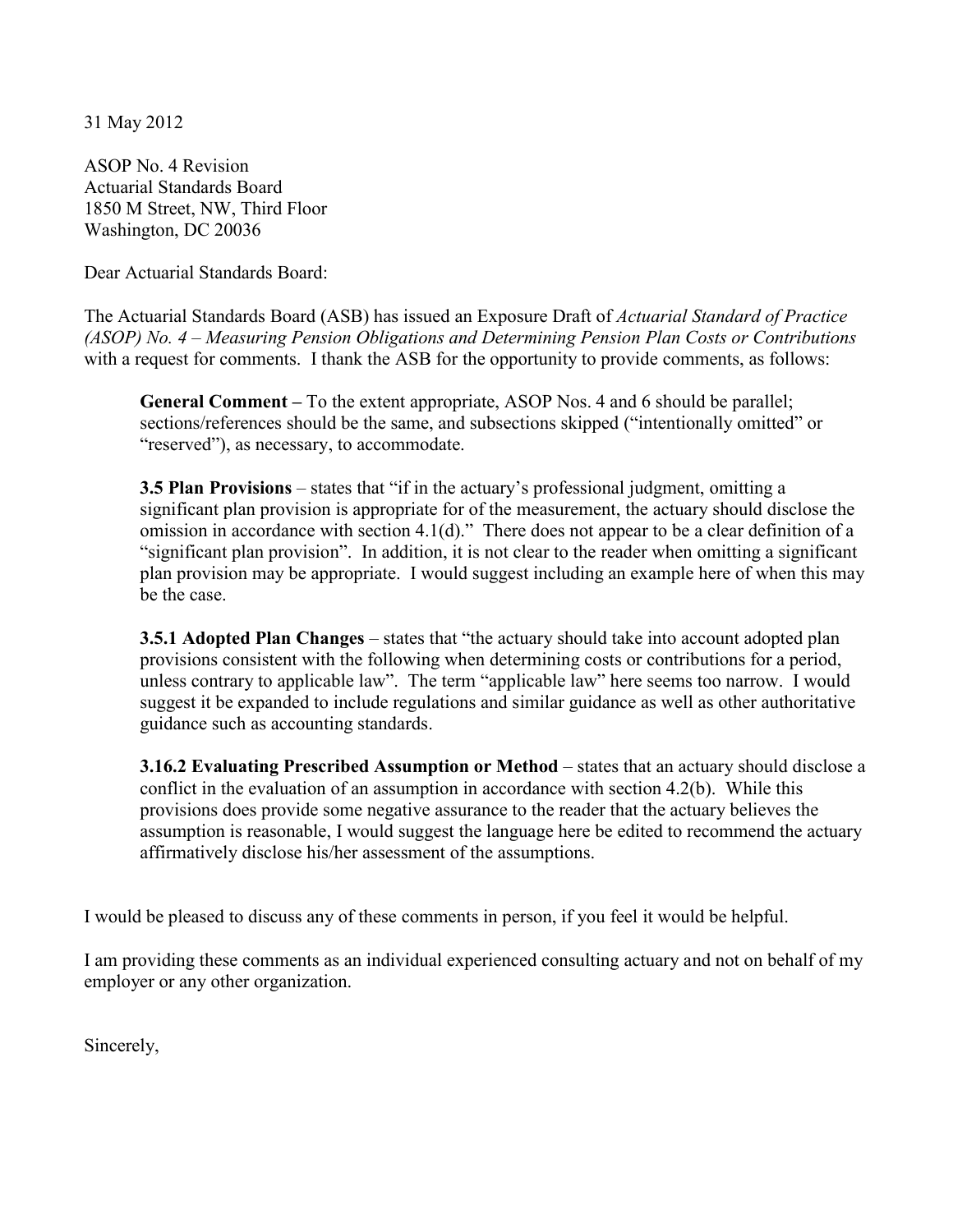31 May 2012

ASOP No. 4 Revision
Actuarial Standards Board
1850 M Street, NW, Third Floor
Washington, DC 20036

Dear Actuarial Standards Board:

The Actuarial Standards Board (ASB) has issued an Exposure Draft of *Actuarial Standard of Practice (ASOP) No. 4 – Measuring Pension Obligations and Determining Pension Plan Costs or Contributions* with a request for comments. I thank the ASB for the opportunity to provide comments, as follows:

> **General Comment –** To the extent appropriate, ASOP Nos. 4 and 6 should be parallel; sections/references should be the same, and subsections skipped ("intentionally omitted" or "reserved"), as necessary, to accommodate.
>
> **3.5 Plan Provisions** – states that "if in the actuary's professional judgment, omitting a significant plan provision is appropriate for of the measurement, the actuary should disclose the omission in accordance with section 4.1(d)." There does not appear to be a clear definition of a "significant plan provision". In addition, it is not clear to the reader when omitting a significant plan provision may be appropriate. I would suggest including an example here of when this may be the case.
>
> **3.5.1 Adopted Plan Changes** – states that "the actuary should take into account adopted plan provisions consistent with the following when determining costs or contributions for a period, unless contrary to applicable law". The term "applicable law" here seems too narrow. I would suggest it be expanded to include regulations and similar guidance as well as other authoritative guidance such as accounting standards.
>
> **3.16.2 Evaluating Prescribed Assumption or Method** – states that an actuary should disclose a conflict in the evaluation of an assumption in accordance with section 4.2(b). While this provisions does provide some negative assurance to the reader that the actuary believes the assumption is reasonable, I would suggest the language here be edited to recommend the actuary affirmatively disclose his/her assessment of the assumptions.

I would be pleased to discuss any of these comments in person, if you feel it would be helpful.

I am providing these comments as an individual experienced consulting actuary and not on behalf of my employer or any other organization.

Sincerely,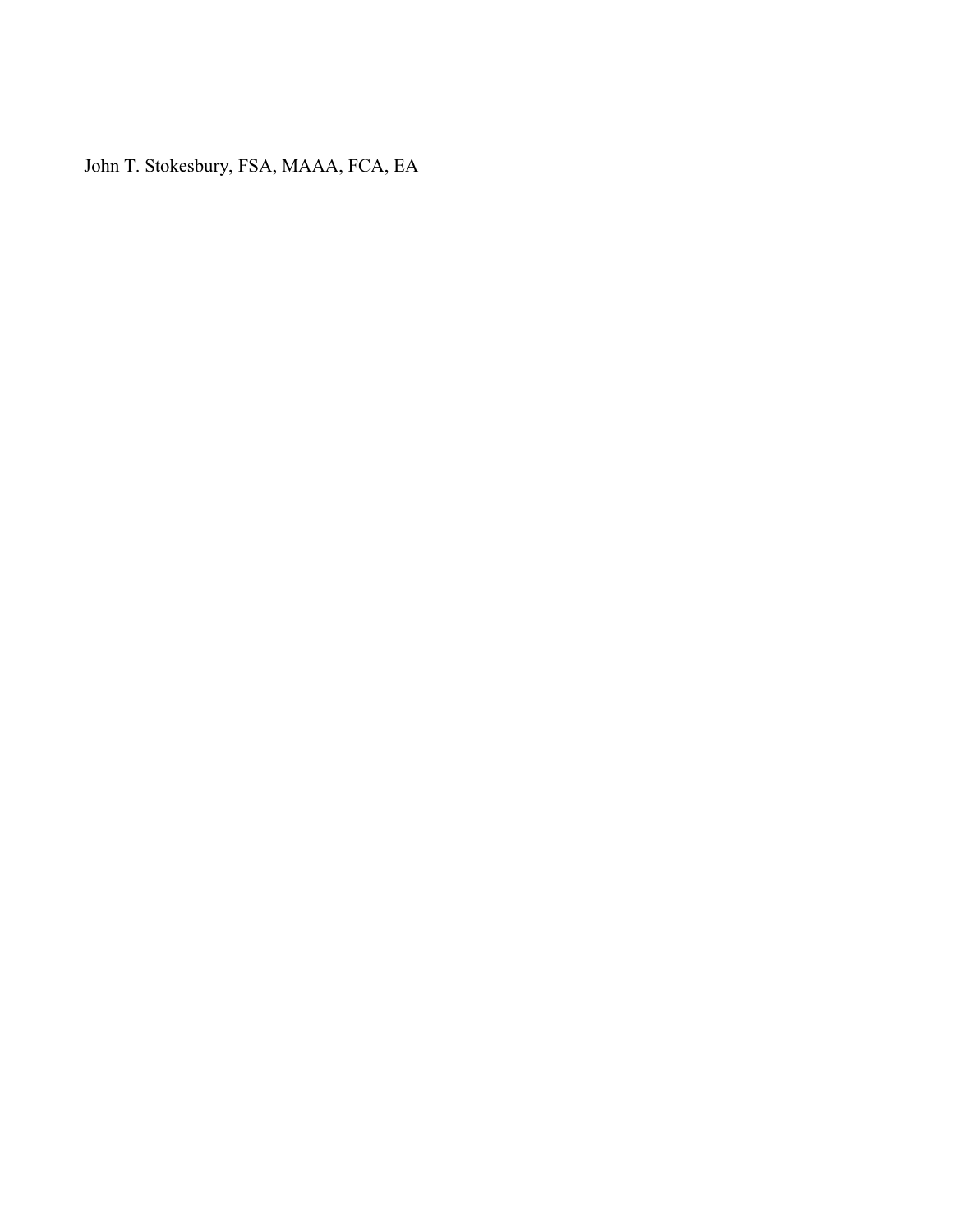John T. Stokesbury, FSA, MAAA, FCA, EA